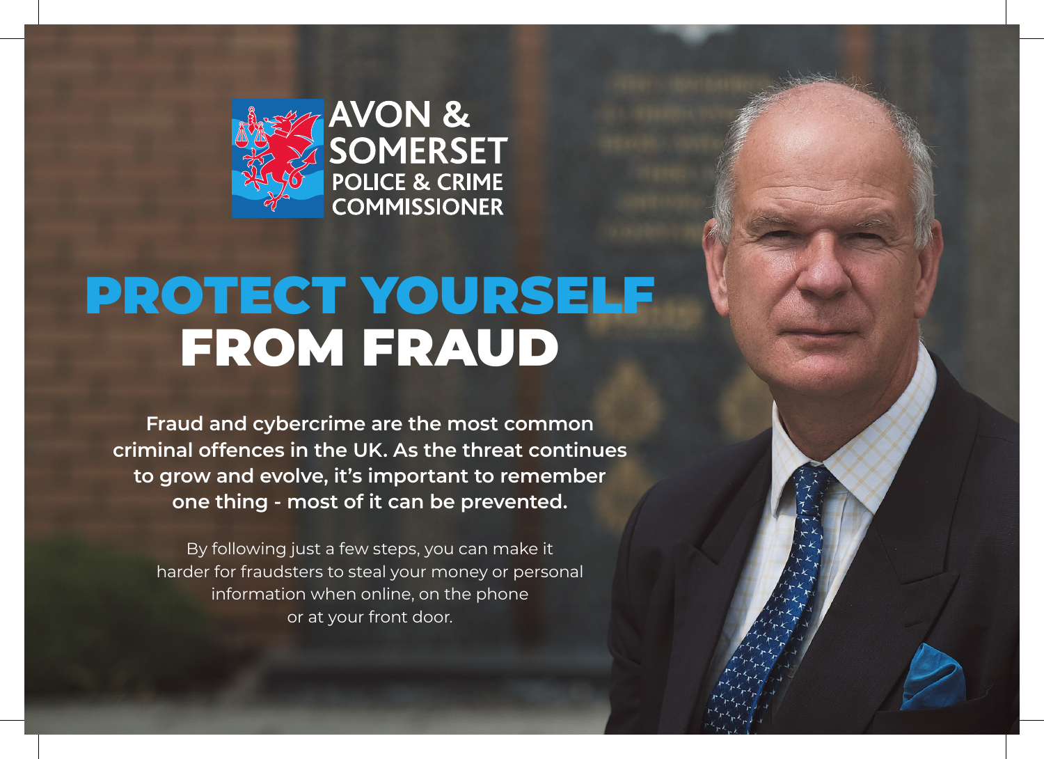AVON & SOMERSET POLICE & CRIME COMMISSIONER

# PROTECT YOURSELF FROM FRAUD

**Fraud and cybercrime are the most common criminal offences in the UK. As the threat continues to grow and evolve, it's important to remember one thing - most of it can be prevented.**

By following just a few steps, you can make it harder for fraudsters to steal your money or personal information when online, on the phone or at your front door.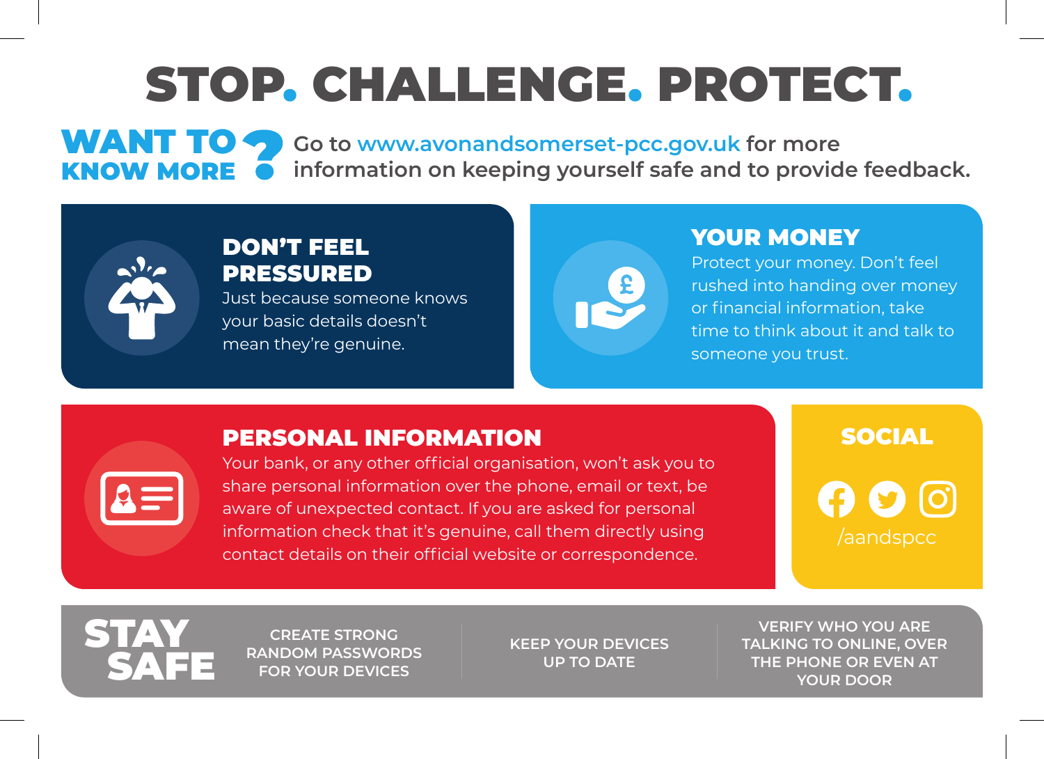# STOP. CHALLENGE. PROTECT.

**WANT TO KNOW MORE?** Go to www.avonandsomerset-pcc.gov.uk for more information on keeping yourself safe and to provide feedback.

## DON'T FEEL PRESSURED

Just because someone knows your basic details doesn't mean they're genuine.

## YOUR MONEY

Protect your money. Don't feel rushed into handing over money or financial information, take time to think about it and talk to someone you trust.

## PERSONAL INFORMATION

Your bank, or any other official organisation, won't ask you to share personal information over the phone, email or text, be aware of unexpected contact. If you are asked for personal information check that it's genuine, call them directly using contact details on their official website or correspondence.

## SOCIAL

/aandspcc

## STAY SAFE

- CREATE STRONG RANDOM PASSWORDS FOR YOUR DEVICES
- KEEP YOUR DEVICES UP TO DATE
- VERIFY WHO YOU ARE TALKING TO ONLINE, OVER THE PHONE OR EVEN AT YOUR DOOR